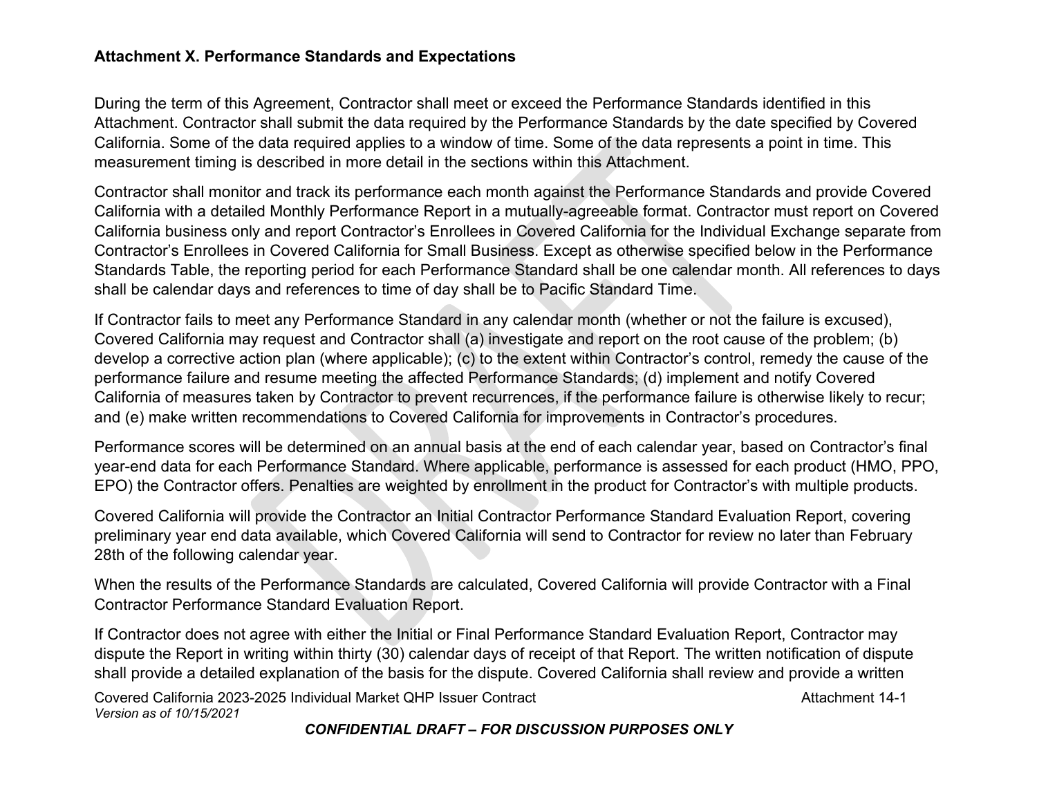# Attachment X. Performance Standards and Expectations

During the term of this Agreement, Contractor shall meet or exceed the Performance Standards identified in this Attachment. Contractor shall submit the data required by the Performance Standards by the date specified by Covered California. Some of the data required applies to a window of time. Some of the data represents a point in time. This measurement timing is described in more detail in the sections within this Attachment.

Contractor shall monitor and track its performance each month against the Performance Standards and provide Covered California with a detailed Monthly Performance Report in a mutually-agreeable format. Contractor must report on Covered California business only and report Contractor's Enrollees in Covered California for the Individual Exchange separate from Contractor's Enrollees in Covered California for Small Business. Except as otherwise specified below in the Performance Standards Table, the reporting period for each Performance Standard shall be one calendar month. All references to days shall be calendar days and references to time of day shall be to Pacific Standard Time.

If Contractor fails to meet any Performance Standard in any calendar month (whether or not the failure is excused), Covered California may request and Contractor shall (a) investigate and report on the root cause of the problem; (b) develop a corrective action plan (where applicable); (c) to the extent within Contractor's control, remedy the cause of the performance failure and resume meeting the affected Performance Standards; (d) implement and notify Covered California of measures taken by Contractor to prevent recurrences, if the performance failure is otherwise likely to recur; and (e) make written recommendations to Covered California for improvements in Contractor's procedures.

Performance scores will be determined on an annual basis at the end of each calendar year, based on Contractor's final year-end data for each Performance Standard. Where applicable, performance is assessed for each product (HMO, PPO, EPO) the Contractor offers. Penalties are weighted by enrollment in the product for Contractor's with multiple products.

Covered California will provide the Contractor an Initial Contractor Performance Standard Evaluation Report, covering preliminary year end data available, which Covered California will send to Contractor for review no later than February 28th of the following calendar year.

When the results of the Performance Standards are calculated, Covered California will provide Contractor with a Final Contractor Performance Standard Evaluation Report.

If Contractor does not agree with either the Initial or Final Performance Standard Evaluation Report, Contractor may dispute the Report in writing within thirty (30) calendar days of receipt of that Report. The written notification of dispute shall provide a detailed explanation of the basis for the dispute. Covered California shall review and provide a written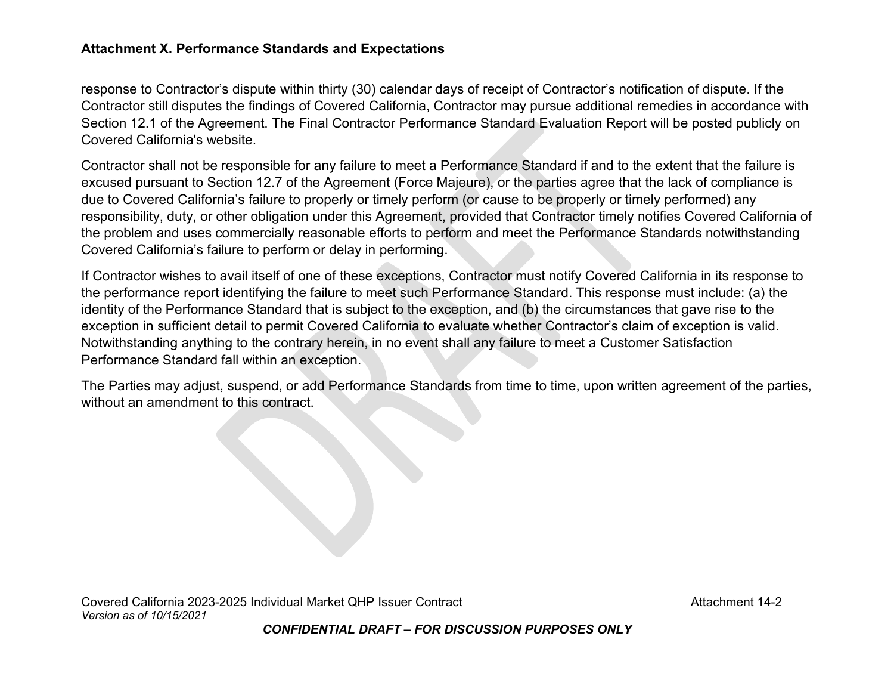response to Contractor's dispute within thirty (30) calendar days of receipt of Contractor's notification of dispute. If the Contractor still disputes the findings of Covered California, Contractor may pursue additional remedies in accordance with Section 12.1 of the Agreement. The Final Contractor Performance Standard Evaluation Report will be posted publicly on Covered California's website.

Contractor shall not be responsible for any failure to meet a Performance Standard if and to the extent that the failure is excused pursuant to Section 12.7 of the Agreement (Force Majeure), or the parties agree that the lack of compliance is due to Covered California's failure to properly or timely perform (or cause to be properly or timely performed) any responsibility, duty, or other obligation under this Agreement, provided that Contractor timely notifies Covered California of the problem and uses commercially reasonable efforts to perform and meet the Performance Standards notwithstanding Covered California's failure to perform or delay in performing.

If Contractor wishes to avail itself of one of these exceptions, Contractor must notify Covered California in its response to the performance report identifying the failure to meet such Performance Standard. This response must include: (a) the identity of the Performance Standard that is subject to the exception, and (b) the circumstances that gave rise to the exception in sufficient detail to permit Covered California to evaluate whether Contractor's claim of exception is valid. Notwithstanding anything to the contrary herein, in no event shall any failure to meet a Customer Satisfaction Performance Standard fall within an exception.

The Parties may adjust, suspend, or add Performance Standards from time to time, upon written agreement of the parties, without an amendment to this contract.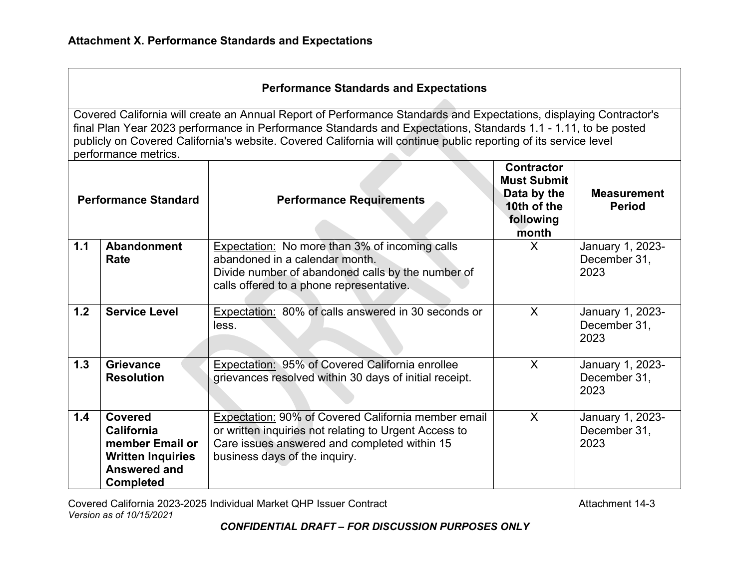**Attachment X. Performance Standards and Expectations**

| Performance Standards and Expectations | | | | |
|---|---|---|---|---|
| Covered California will create an Annual Report of Performance Standards and Expectations, displaying Contractor's final Plan Year 2023 performance in Performance Standards and Expectations, Standards 1.1 - 1.11, to be posted publicly on Covered California's website. Covered California will continue public reporting of its service level performance metrics. | | | | |
| **Performance Standard** | | **Performance Requirements** | **Contractor Must Submit Data by the 10th of the following month** | **Measurement Period** |
| **1.1** | **Abandonment Rate** | Expectation: No more than 3% of incoming calls abandoned in a calendar month. Divide number of abandoned calls by the number of calls offered to a phone representative. | X | January 1, 2023-December 31, 2023 |
| **1.2** | **Service Level** | Expectation: 80% of calls answered in 30 seconds or less. | X | January 1, 2023-December 31, 2023 |
| **1.3** | **Grievance Resolution** | Expectation: 95% of Covered California enrollee grievances resolved within 30 days of initial receipt. | X | January 1, 2023-December 31, 2023 |
| **1.4** | **Covered California member Email or Written Inquiries Answered and Completed** | Expectation: 90% of Covered California member email or written inquiries not relating to Urgent Access to Care issues answered and completed within 15 business days of the inquiry. | X | January 1, 2023-December 31, 2023 |

Covered California 2023-2025 Individual Market QHP Issuer Contract — Attachment 14-3
*Version as of 10/15/2021*

***CONFIDENTIAL DRAFT – FOR DISCUSSION PURPOSES ONLY***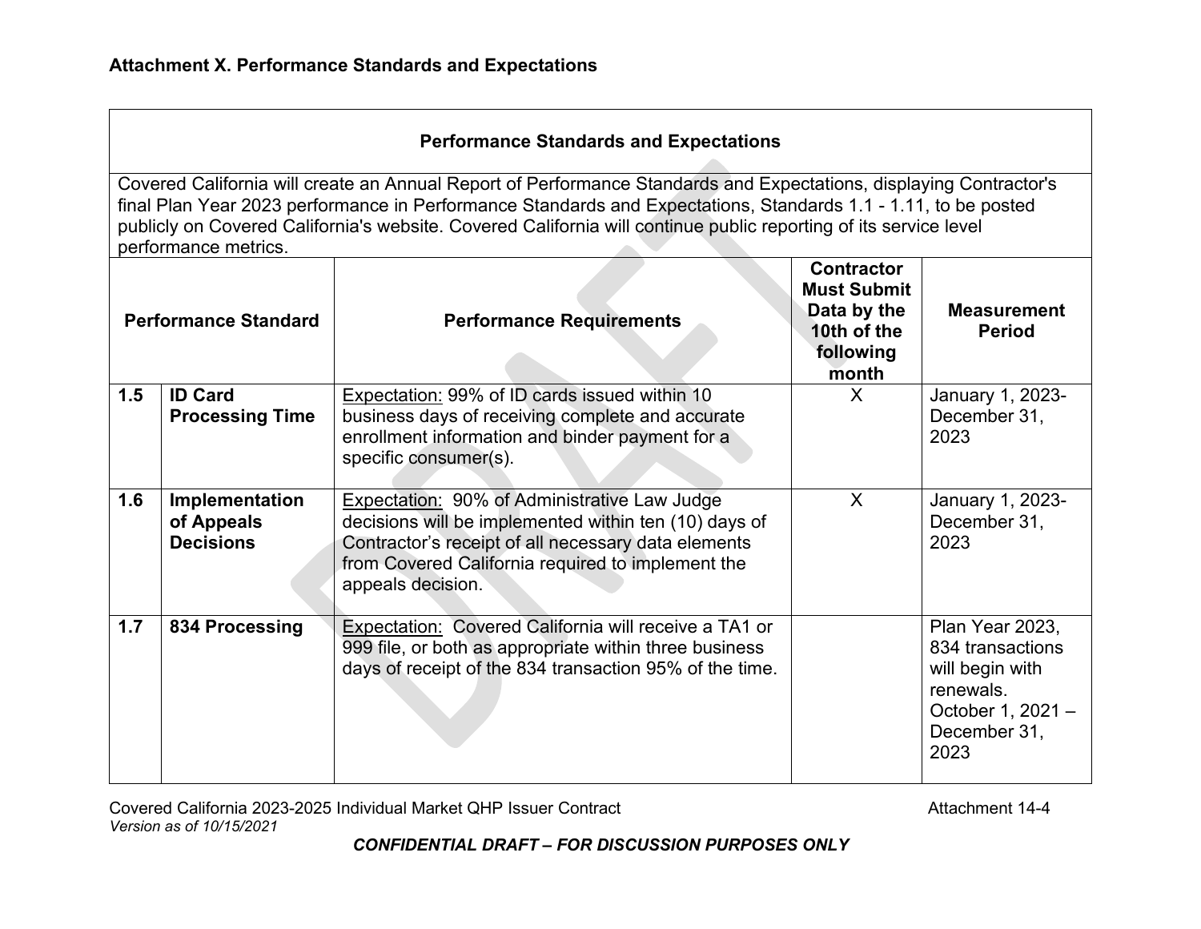## Attachment X. Performance Standards and Expectations

| Performance Standards and Expectations | | | | |
|---|---|---|---|---|
| Covered California will create an Annual Report of Performance Standards and Expectations, displaying Contractor's final Plan Year 2023 performance in Performance Standards and Expectations, Standards 1.1 - 1.11, to be posted publicly on Covered California's website. Covered California will continue public reporting of its service level performance metrics. | | | | |
| **Performance Standard** | | **Performance Requirements** | **Contractor Must Submit Data by the 10th of the following month** | **Measurement Period** |
| **1.5** | **ID Card Processing Time** | Expectation: 99% of ID cards issued within 10 business days of receiving complete and accurate enrollment information and binder payment for a specific consumer(s). | X | January 1, 2023-December 31, 2023 |
| **1.6** | **Implementation of Appeals Decisions** | Expectation: 90% of Administrative Law Judge decisions will be implemented within ten (10) days of Contractor's receipt of all necessary data elements from Covered California required to implement the appeals decision. | X | January 1, 2023-December 31, 2023 |
| **1.7** | **834 Processing** | Expectation: Covered California will receive a TA1 or 999 file, or both as appropriate within three business days of receipt of the 834 transaction 95% of the time. | | Plan Year 2023, 834 transactions will begin with renewals. October 1, 2021 – December 31, 2023 |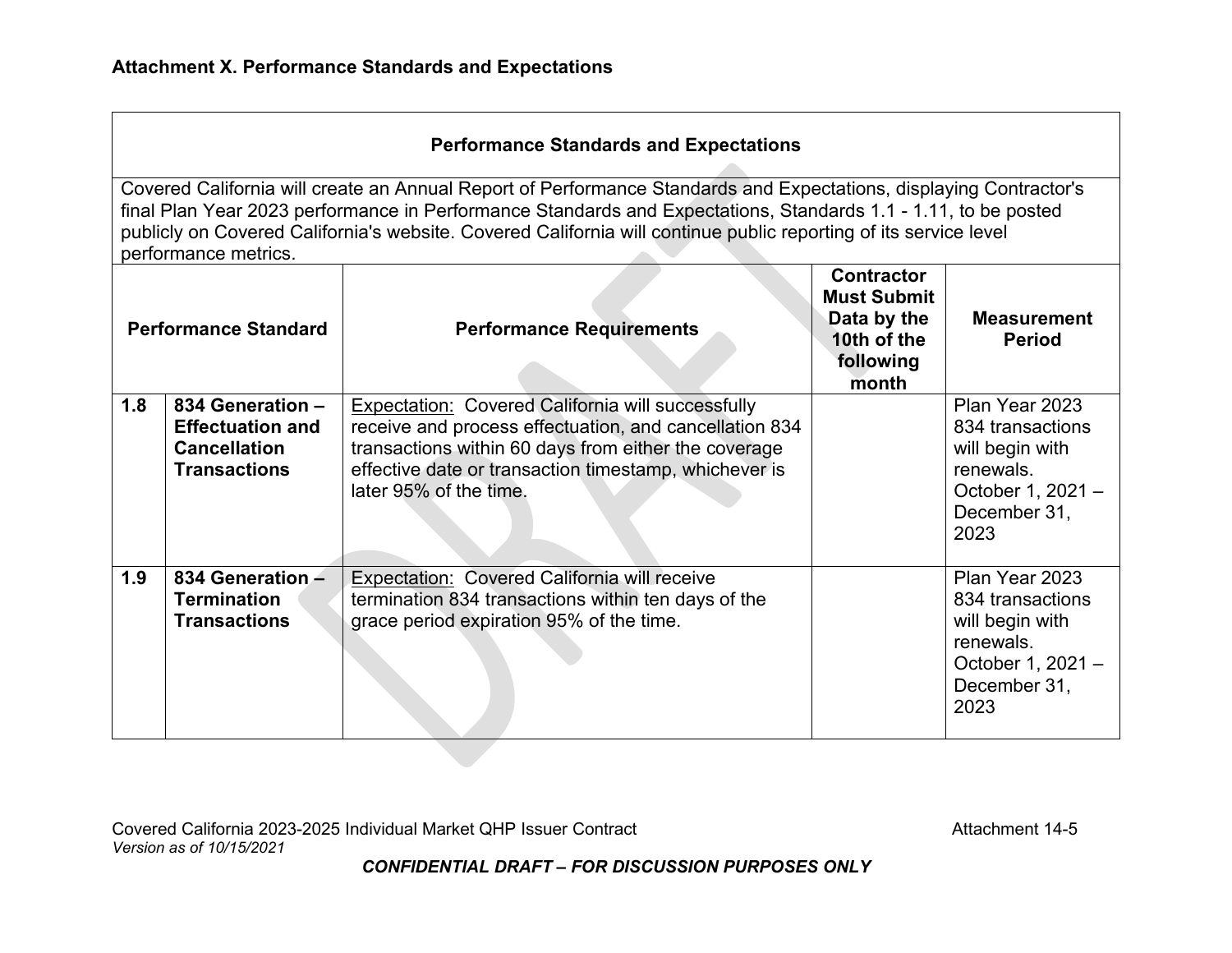**Attachment X. Performance Standards and Expectations**

| Performance Standards and Expectations | | | | |
|---|---|---|---|---|
| Covered California will create an Annual Report of Performance Standards and Expectations, displaying Contractor's final Plan Year 2023 performance in Performance Standards and Expectations, Standards 1.1 - 1.11, to be posted publicly on Covered California's website. Covered California will continue public reporting of its service level performance metrics. | | | | |
| **Performance Standard** | | **Performance Requirements** | **Contractor Must Submit Data by the 10th of the following month** | **Measurement Period** |
| **1.8** | **834 Generation – Effectuation and Cancellation Transactions** | Expectation: Covered California will successfully receive and process effectuation, and cancellation 834 transactions within 60 days from either the coverage effective date or transaction timestamp, whichever is later 95% of the time. | | Plan Year 2023 834 transactions will begin with renewals. October 1, 2021 – December 31, 2023 |
| **1.9** | **834 Generation – Termination Transactions** | Expectation: Covered California will receive termination 834 transactions within ten days of the grace period expiration 95% of the time. | | Plan Year 2023 834 transactions will begin with renewals. October 1, 2021 – December 31, 2023 |

*CONFIDENTIAL DRAFT – FOR DISCUSSION PURPOSES ONLY*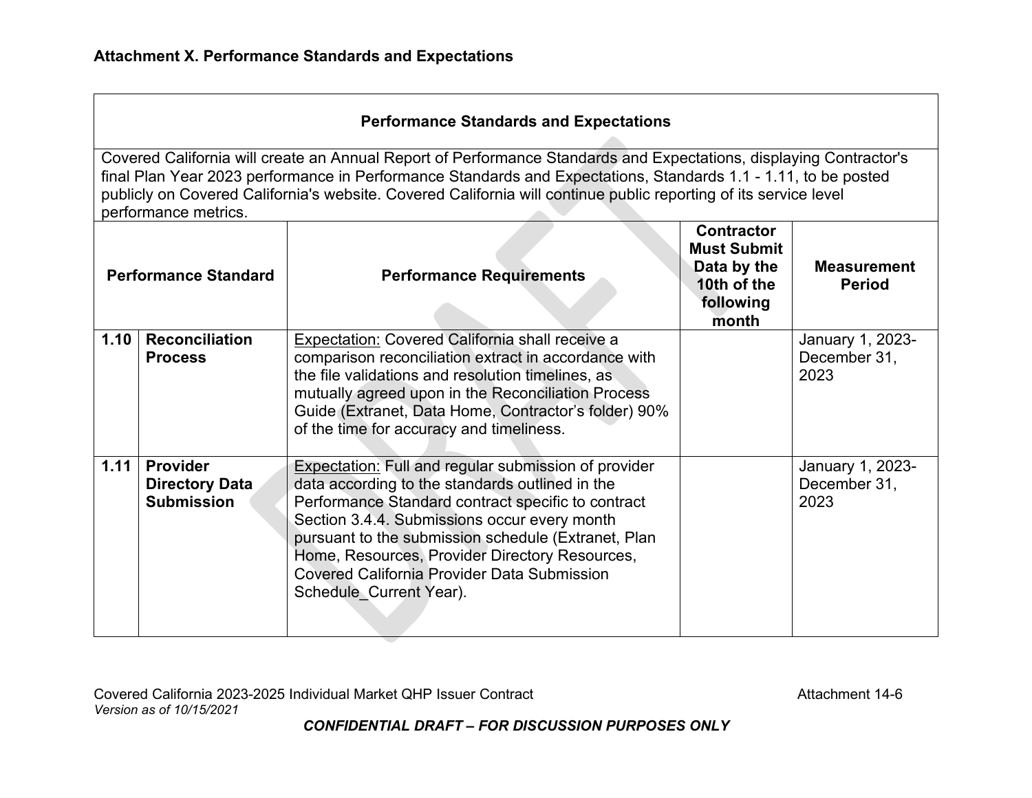**Attachment X. Performance Standards and Expectations**

| Performance Standards and Expectations | | | | |
|---|---|---|---|---|
| Covered California will create an Annual Report of Performance Standards and Expectations, displaying Contractor's final Plan Year 2023 performance in Performance Standards and Expectations, Standards 1.1 - 1.11, to be posted publicly on Covered California's website. Covered California will continue public reporting of its service level performance metrics. | | | | |
| **Performance Standard** | | **Performance Requirements** | **Contractor Must Submit Data by the 10th of the following month** | **Measurement Period** |
| **1.10** | **Reconciliation Process** | Expectation: Covered California shall receive a comparison reconciliation extract in accordance with the file validations and resolution timelines, as mutually agreed upon in the Reconciliation Process Guide (Extranet, Data Home, Contractor's folder) 90% of the time for accuracy and timeliness. | | January 1, 2023-December 31, 2023 |
| **1.11** | **Provider Directory Data Submission** | Expectation: Full and regular submission of provider data according to the standards outlined in the Performance Standard contract specific to contract Section 3.4.4. Submissions occur every month pursuant to the submission schedule (Extranet, Plan Home, Resources, Provider Directory Resources, Covered California Provider Data Submission Schedule_Current Year). | | January 1, 2023-December 31, 2023 |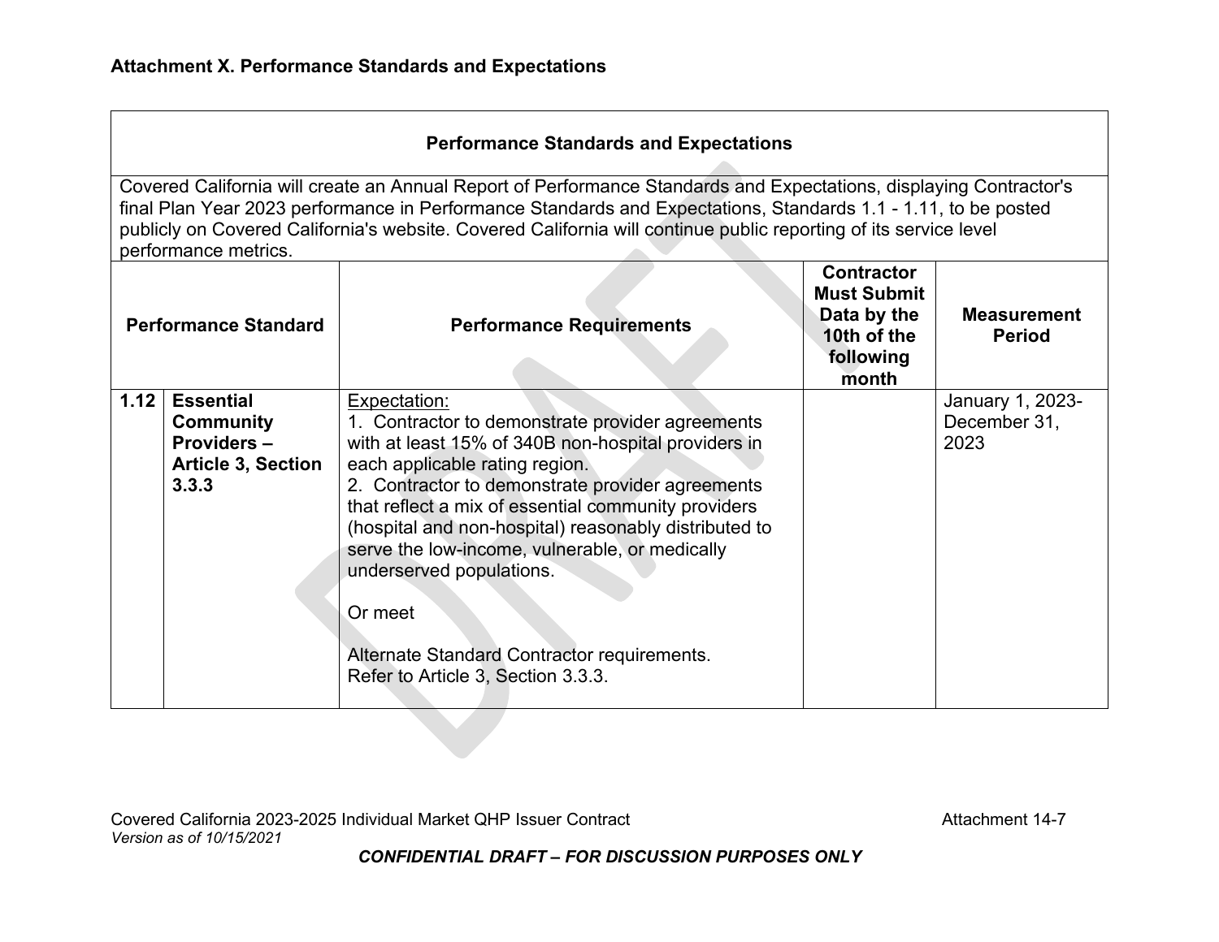**Attachment X. Performance Standards and Expectations**

| Performance Standards and Expectations | | | | |
|---|---|---|---|---|
| Covered California will create an Annual Report of Performance Standards and Expectations, displaying Contractor's final Plan Year 2023 performance in Performance Standards and Expectations, Standards 1.1 - 1.11, to be posted publicly on Covered California's website. Covered California will continue public reporting of its service level performance metrics. | | | | |
| **Performance Standard** | | **Performance Requirements** | **Contractor Must Submit Data by the 10th of the following month** | **Measurement Period** |
| **1.12** | **Essential Community Providers – Article 3, Section 3.3.3** | Expectation:<br>1. Contractor to demonstrate provider agreements with at least 15% of 340B non-hospital providers in each applicable rating region.<br>2. Contractor to demonstrate provider agreements that reflect a mix of essential community providers (hospital and non-hospital) reasonably distributed to serve the low-income, vulnerable, or medically underserved populations.<br><br>Or meet<br><br>Alternate Standard Contractor requirements.<br>Refer to Article 3, Section 3.3.3. | | January 1, 2023- December 31, 2023 |

Covered California 2023-2025 Individual Market QHP Issuer Contract

*Version as of 10/15/2021*

***CONFIDENTIAL DRAFT – FOR DISCUSSION PURPOSES ONLY***